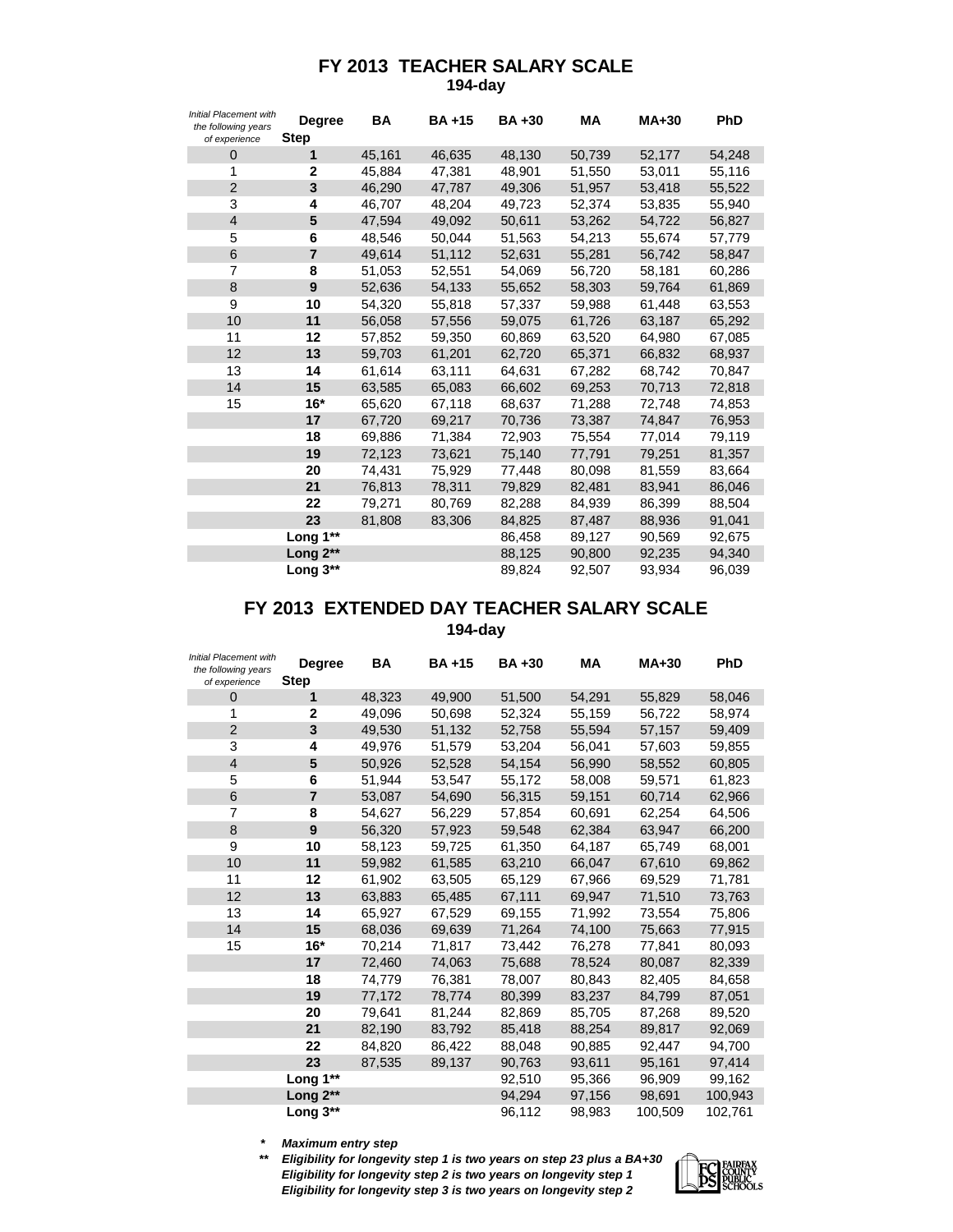# FY 2013 TEACHER SALARY SCALE

**194-day**

| *Initial Placement with the following years of experience* | Degree Step | BA | BA +15 | BA +30 | MA | MA+30 | PhD |
|---|---|---|---|---|---|---|---|
| 0 | **1** | 45,161 | 46,635 | 48,130 | 50,739 | 52,177 | 54,248 |
| 1 | **2** | 45,884 | 47,381 | 48,901 | 51,550 | 53,011 | 55,116 |
| 2 | **3** | 46,290 | 47,787 | 49,306 | 51,957 | 53,418 | 55,522 |
| 3 | **4** | 46,707 | 48,204 | 49,723 | 52,374 | 53,835 | 55,940 |
| 4 | **5** | 47,594 | 49,092 | 50,611 | 53,262 | 54,722 | 56,827 |
| 5 | **6** | 48,546 | 50,044 | 51,563 | 54,213 | 55,674 | 57,779 |
| 6 | **7** | 49,614 | 51,112 | 52,631 | 55,281 | 56,742 | 58,847 |
| 7 | **8** | 51,053 | 52,551 | 54,069 | 56,720 | 58,181 | 60,286 |
| 8 | **9** | 52,636 | 54,133 | 55,652 | 58,303 | 59,764 | 61,869 |
| 9 | **10** | 54,320 | 55,818 | 57,337 | 59,988 | 61,448 | 63,553 |
| 10 | **11** | 56,058 | 57,556 | 59,075 | 61,726 | 63,187 | 65,292 |
| 11 | **12** | 57,852 | 59,350 | 60,869 | 63,520 | 64,980 | 67,085 |
| 12 | **13** | 59,703 | 61,201 | 62,720 | 65,371 | 66,832 | 68,937 |
| 13 | **14** | 61,614 | 63,111 | 64,631 | 67,282 | 68,742 | 70,847 |
| 14 | **15** | 63,585 | 65,083 | 66,602 | 69,253 | 70,713 | 72,818 |
| 15 | **16*** | 65,620 | 67,118 | 68,637 | 71,288 | 72,748 | 74,853 |
| | **17** | 67,720 | 69,217 | 70,736 | 73,387 | 74,847 | 76,953 |
| | **18** | 69,886 | 71,384 | 72,903 | 75,554 | 77,014 | 79,119 |
| | **19** | 72,123 | 73,621 | 75,140 | 77,791 | 79,251 | 81,357 |
| | **20** | 74,431 | 75,929 | 77,448 | 80,098 | 81,559 | 83,664 |
| | **21** | 76,813 | 78,311 | 79,829 | 82,481 | 83,941 | 86,046 |
| | **22** | 79,271 | 80,769 | 82,288 | 84,939 | 86,399 | 88,504 |
| | **23** | 81,808 | 83,306 | 84,825 | 87,487 | 88,936 | 91,041 |
| | **Long 1**** | | | 86,458 | 89,127 | 90,569 | 92,675 |
| | **Long 2**** | | | 88,125 | 90,800 | 92,235 | 94,340 |
| | **Long 3**** | | | 89,824 | 92,507 | 93,934 | 96,039 |

# FY 2013 EXTENDED DAY TEACHER SALARY SCALE

**194-day**

| *Initial Placement with the following years of experience* | Degree Step | BA | BA +15 | BA +30 | MA | MA+30 | PhD |
|---|---|---|---|---|---|---|---|
| 0 | **1** | 48,323 | 49,900 | 51,500 | 54,291 | 55,829 | 58,046 |
| 1 | **2** | 49,096 | 50,698 | 52,324 | 55,159 | 56,722 | 58,974 |
| 2 | **3** | 49,530 | 51,132 | 52,758 | 55,594 | 57,157 | 59,409 |
| 3 | **4** | 49,976 | 51,579 | 53,204 | 56,041 | 57,603 | 59,855 |
| 4 | **5** | 50,926 | 52,528 | 54,154 | 56,990 | 58,552 | 60,805 |
| 5 | **6** | 51,944 | 53,547 | 55,172 | 58,008 | 59,571 | 61,823 |
| 6 | **7** | 53,087 | 54,690 | 56,315 | 59,151 | 60,714 | 62,966 |
| 7 | **8** | 54,627 | 56,229 | 57,854 | 60,691 | 62,254 | 64,506 |
| 8 | **9** | 56,320 | 57,923 | 59,548 | 62,384 | 63,947 | 66,200 |
| 9 | **10** | 58,123 | 59,725 | 61,350 | 64,187 | 65,749 | 68,001 |
| 10 | **11** | 59,982 | 61,585 | 63,210 | 66,047 | 67,610 | 69,862 |
| 11 | **12** | 61,902 | 63,505 | 65,129 | 67,966 | 69,529 | 71,781 |
| 12 | **13** | 63,883 | 65,485 | 67,111 | 69,947 | 71,510 | 73,763 |
| 13 | **14** | 65,927 | 67,529 | 69,155 | 71,992 | 73,554 | 75,806 |
| 14 | **15** | 68,036 | 69,639 | 71,264 | 74,100 | 75,663 | 77,915 |
| 15 | **16*** | 70,214 | 71,817 | 73,442 | 76,278 | 77,841 | 80,093 |
| | **17** | 72,460 | 74,063 | 75,688 | 78,524 | 80,087 | 82,339 |
| | **18** | 74,779 | 76,381 | 78,007 | 80,843 | 82,405 | 84,658 |
| | **19** | 77,172 | 78,774 | 80,399 | 83,237 | 84,799 | 87,051 |
| | **20** | 79,641 | 81,244 | 82,869 | 85,705 | 87,268 | 89,520 |
| | **21** | 82,190 | 83,792 | 85,418 | 88,254 | 89,817 | 92,069 |
| | **22** | 84,820 | 86,422 | 88,048 | 90,885 | 92,447 | 94,700 |
| | **23** | 87,535 | 89,137 | 90,763 | 93,611 | 95,161 | 97,414 |
| | **Long 1**** | | | 92,510 | 95,366 | 96,909 | 99,162 |
| | **Long 2**** | | | 94,294 | 97,156 | 98,691 | 100,943 |
| | **Long 3**** | | | 96,112 | 98,983 | 100,509 | 102,761 |

*\* Maximum entry step*

*\*\* Eligibility for longevity step 1 is two years on step 23 plus a BA+30*
*Eligibility for longevity step 2 is two years on longevity step 1*
*Eligibility for longevity step 3 is two years on longevity step 2*

FAIRFAX COUNTY PUBLIC SCHOOLS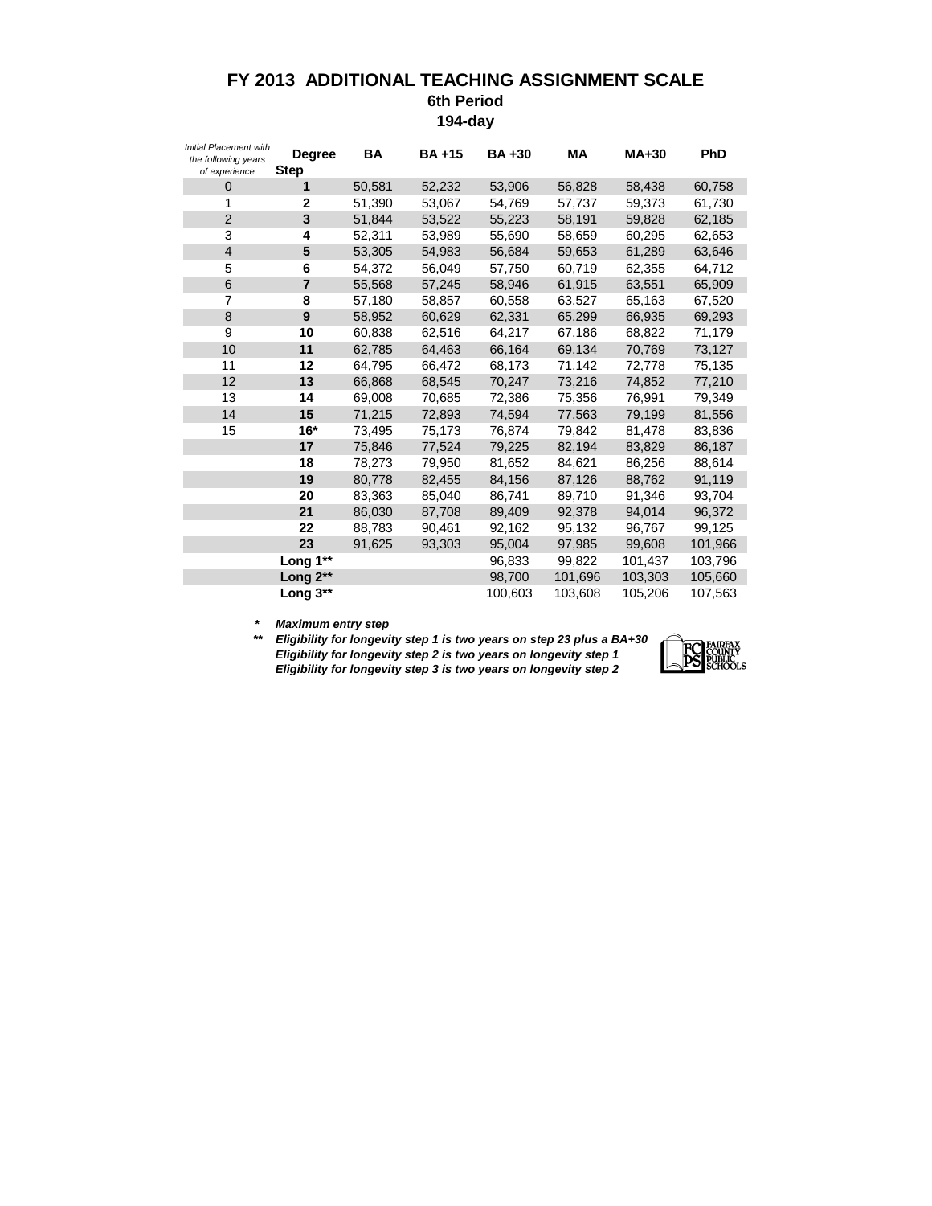# FY 2013 ADDITIONAL TEACHING ASSIGNMENT SCALE

## 6th Period

## 194-day

| *Initial Placement with the following years of experience* | Degree Step | BA | BA +15 | BA +30 | MA | MA+30 | PhD |
|---|---|---|---|---|---|---|---|
| 0 | **1** | 50,581 | 52,232 | 53,906 | 56,828 | 58,438 | 60,758 |
| 1 | **2** | 51,390 | 53,067 | 54,769 | 57,737 | 59,373 | 61,730 |
| 2 | **3** | 51,844 | 53,522 | 55,223 | 58,191 | 59,828 | 62,185 |
| 3 | **4** | 52,311 | 53,989 | 55,690 | 58,659 | 60,295 | 62,653 |
| 4 | **5** | 53,305 | 54,983 | 56,684 | 59,653 | 61,289 | 63,646 |
| 5 | **6** | 54,372 | 56,049 | 57,750 | 60,719 | 62,355 | 64,712 |
| 6 | **7** | 55,568 | 57,245 | 58,946 | 61,915 | 63,551 | 65,909 |
| 7 | **8** | 57,180 | 58,857 | 60,558 | 63,527 | 65,163 | 67,520 |
| 8 | **9** | 58,952 | 60,629 | 62,331 | 65,299 | 66,935 | 69,293 |
| 9 | **10** | 60,838 | 62,516 | 64,217 | 67,186 | 68,822 | 71,179 |
| 10 | **11** | 62,785 | 64,463 | 66,164 | 69,134 | 70,769 | 73,127 |
| 11 | **12** | 64,795 | 66,472 | 68,173 | 71,142 | 72,778 | 75,135 |
| 12 | **13** | 66,868 | 68,545 | 70,247 | 73,216 | 74,852 | 77,210 |
| 13 | **14** | 69,008 | 70,685 | 72,386 | 75,356 | 76,991 | 79,349 |
| 14 | **15** | 71,215 | 72,893 | 74,594 | 77,563 | 79,199 | 81,556 |
| 15 | **16*** | 73,495 | 75,173 | 76,874 | 79,842 | 81,478 | 83,836 |
| | **17** | 75,846 | 77,524 | 79,225 | 82,194 | 83,829 | 86,187 |
| | **18** | 78,273 | 79,950 | 81,652 | 84,621 | 86,256 | 88,614 |
| | **19** | 80,778 | 82,455 | 84,156 | 87,126 | 88,762 | 91,119 |
| | **20** | 83,363 | 85,040 | 86,741 | 89,710 | 91,346 | 93,704 |
| | **21** | 86,030 | 87,708 | 89,409 | 92,378 | 94,014 | 96,372 |
| | **22** | 88,783 | 90,461 | 92,162 | 95,132 | 96,767 | 99,125 |
| | **23** | 91,625 | 93,303 | 95,004 | 97,985 | 99,608 | 101,966 |
| | **Long 1**** | | | 96,833 | 99,822 | 101,437 | 103,796 |
| | **Long 2**** | | | 98,700 | 101,696 | 103,303 | 105,660 |
| | **Long 3**** | | | 100,603 | 103,608 | 105,206 | 107,563 |

***\* Maximum entry step***

***\*\* Eligibility for longevity step 1 is two years on step 23 plus a BA+30***
***Eligibility for longevity step 2 is two years on longevity step 1***
***Eligibility for longevity step 3 is two years on longevity step 2***

FCPS FAIRFAX COUNTY PUBLIC SCHOOLS